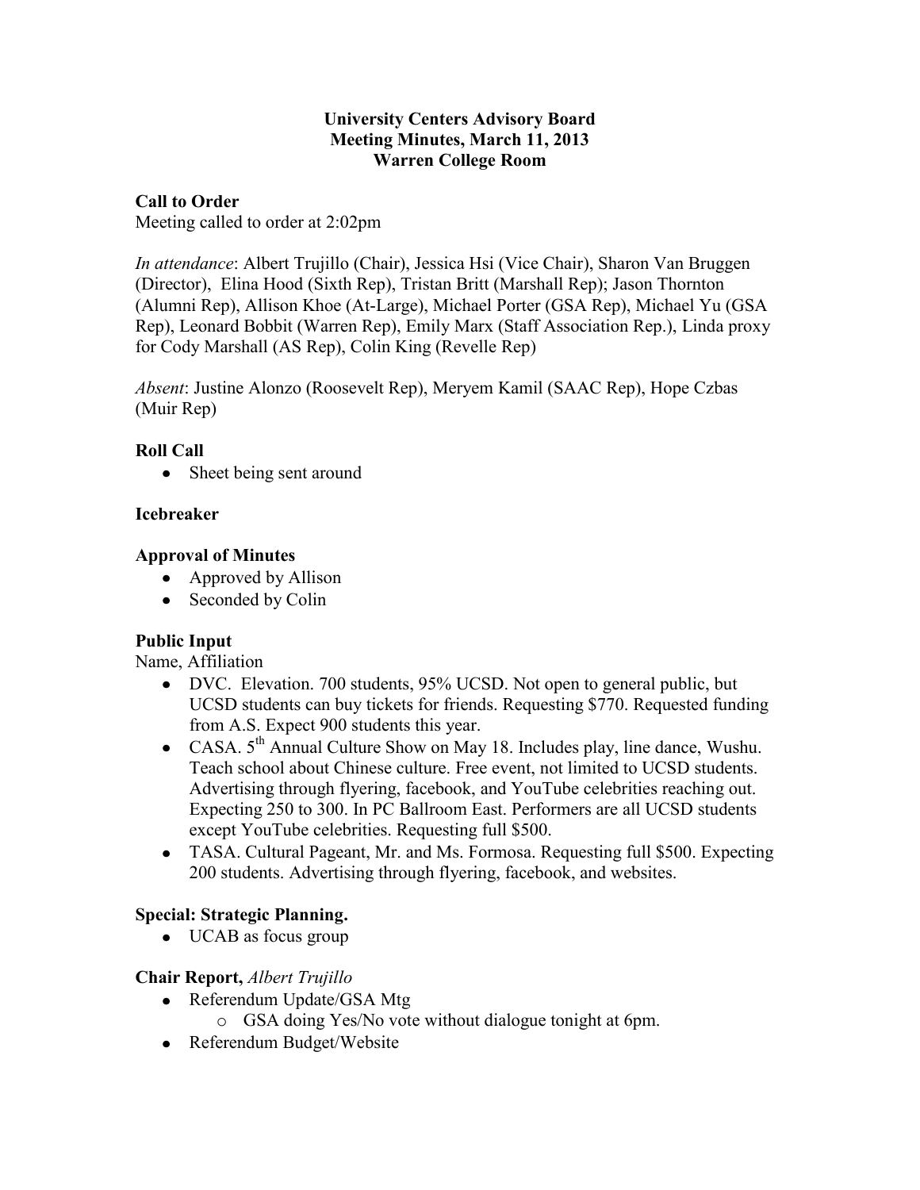# University Centers Advisory Board
## Meeting Minutes, March 11, 2013
## Warren College Room

**Call to Order**

Meeting called to order at 2:02pm

*In attendance*: Albert Trujillo (Chair), Jessica Hsi (Vice Chair), Sharon Van Bruggen (Director), Elina Hood (Sixth Rep), Tristan Britt (Marshall Rep); Jason Thornton (Alumni Rep), Allison Khoe (At-Large), Michael Porter (GSA Rep), Michael Yu (GSA Rep), Leonard Bobbit (Warren Rep), Emily Marx (Staff Association Rep.), Linda proxy for Cody Marshall (AS Rep), Colin King (Revelle Rep)

*Absent*: Justine Alonzo (Roosevelt Rep), Meryem Kamil (SAAC Rep), Hope Czbas (Muir Rep)

**Roll Call**

- Sheet being sent around

**Icebreaker**

**Approval of Minutes**

- Approved by Allison
- Seconded by Colin

**Public Input**

Name, Affiliation

- DVC. Elevation. 700 students, 95% UCSD. Not open to general public, but UCSD students can buy tickets for friends. Requesting $770. Requested funding from A.S. Expect 900 students this year.
- CASA. 5th Annual Culture Show on May 18. Includes play, line dance, Wushu. Teach school about Chinese culture. Free event, not limited to UCSD students. Advertising through flyering, facebook, and YouTube celebrities reaching out. Expecting 250 to 300. In PC Ballroom East. Performers are all UCSD students except YouTube celebrities. Requesting full $500.
- TASA. Cultural Pageant, Mr. and Ms. Formosa. Requesting full $500. Expecting 200 students. Advertising through flyering, facebook, and websites.

**Special: Strategic Planning.**

- UCAB as focus group

**Chair Report,** *Albert Trujillo*

- Referendum Update/GSA Mtg
  - GSA doing Yes/No vote without dialogue tonight at 6pm.
- Referendum Budget/Website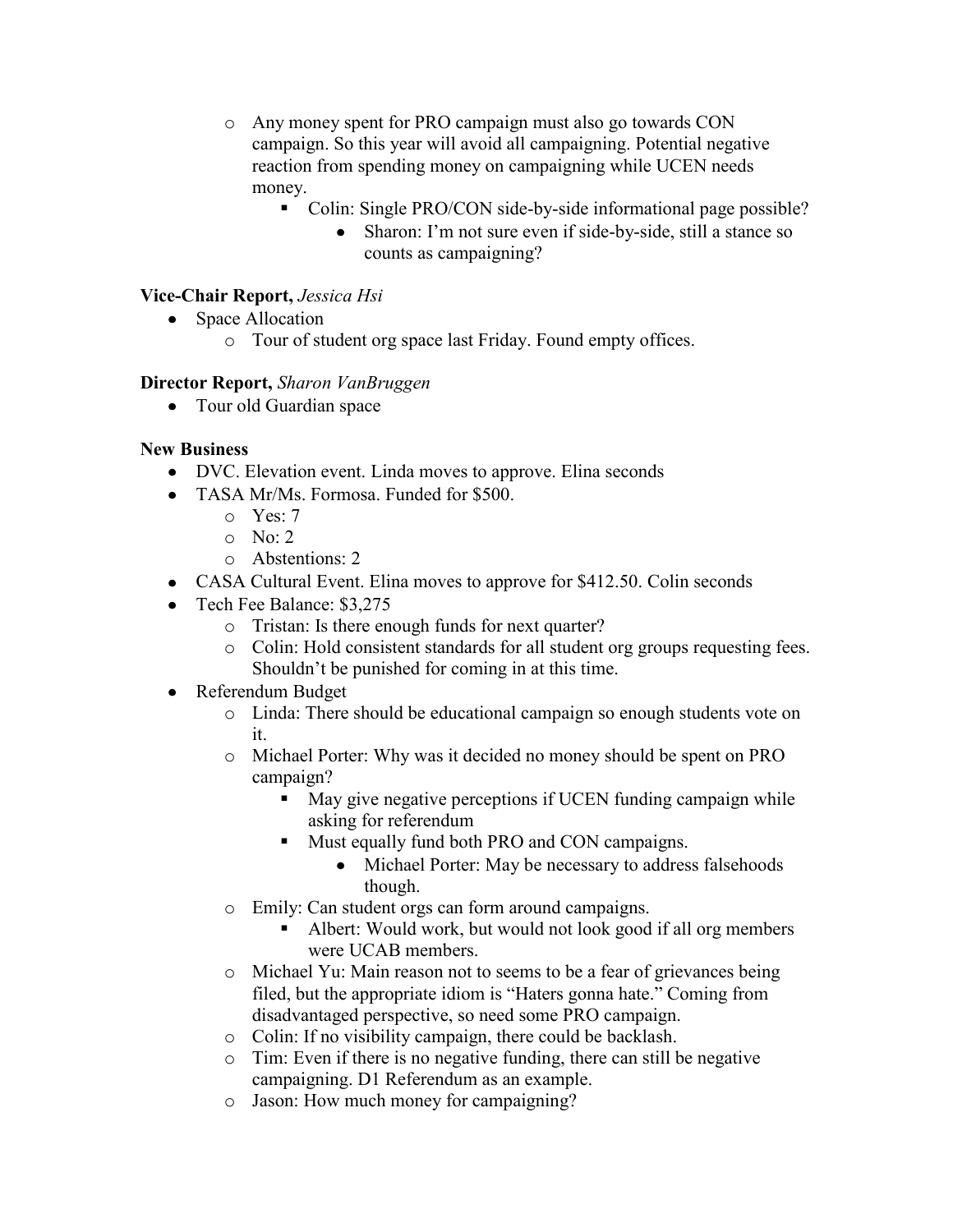- Any money spent for PRO campaign must also go towards CON campaign. So this year will avoid all campaigning. Potential negative reaction from spending money on campaigning while UCEN needs money.
    - Colin: Single PRO/CON side-by-side informational page possible?
        - Sharon: I'm not sure even if side-by-side, still a stance so counts as campaigning?

**Vice-Chair Report,** *Jessica Hsi*

- Space Allocation
    - Tour of student org space last Friday. Found empty offices.

**Director Report,** *Sharon VanBruggen*

- Tour old Guardian space

**New Business**

- DVC. Elevation event. Linda moves to approve. Elina seconds
- TASA Mr/Ms. Formosa. Funded for $500.
    - Yes: 7
    - No: 2
    - Abstentions: 2
- CASA Cultural Event. Elina moves to approve for $412.50. Colin seconds
- Tech Fee Balance: $3,275
    - Tristan: Is there enough funds for next quarter?
    - Colin: Hold consistent standards for all student org groups requesting fees. Shouldn't be punished for coming in at this time.
- Referendum Budget
    - Linda: There should be educational campaign so enough students vote on it.
    - Michael Porter: Why was it decided no money should be spent on PRO campaign?
        - May give negative perceptions if UCEN funding campaign while asking for referendum
        - Must equally fund both PRO and CON campaigns.
            - Michael Porter: May be necessary to address falsehoods though.
    - Emily: Can student orgs can form around campaigns.
        - Albert: Would work, but would not look good if all org members were UCAB members.
    - Michael Yu: Main reason not to seems to be a fear of grievances being filed, but the appropriate idiom is "Haters gonna hate." Coming from disadvantaged perspective, so need some PRO campaign.
    - Colin: If no visibility campaign, there could be backlash.
    - Tim: Even if there is no negative funding, there can still be negative campaigning. D1 Referendum as an example.
    - Jason: How much money for campaigning?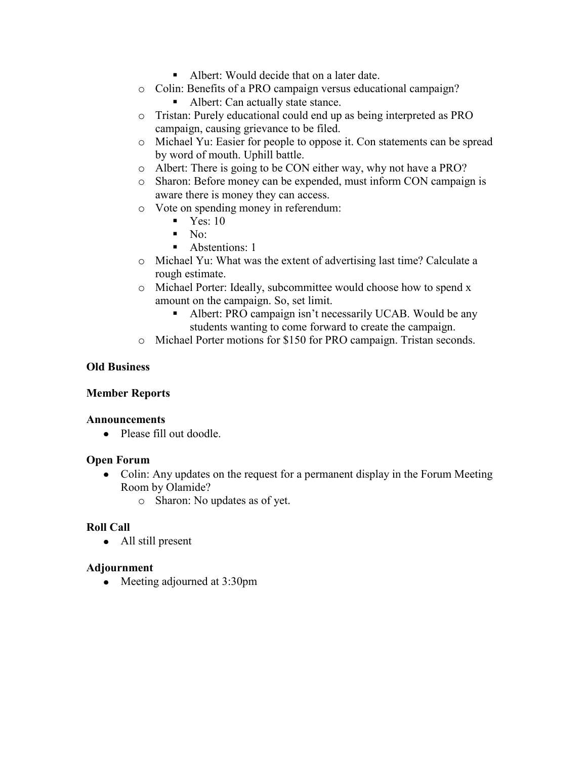- Albert: Would decide that on a later date.
    - Colin: Benefits of a PRO campaign versus educational campaign?
        - Albert: Can actually state stance.
    - Tristan: Purely educational could end up as being interpreted as PRO campaign, causing grievance to be filed.
    - Michael Yu: Easier for people to oppose it. Con statements can be spread by word of mouth. Uphill battle.
    - Albert: There is going to be CON either way, why not have a PRO?
    - Sharon: Before money can be expended, must inform CON campaign is aware there is money they can access.
    - Vote on spending money in referendum:
        - Yes: 10
        - No:
        - Abstentions: 1
    - Michael Yu: What was the extent of advertising last time? Calculate a rough estimate.
    - Michael Porter: Ideally, subcommittee would choose how to spend x amount on the campaign. So, set limit.
        - Albert: PRO campaign isn't necessarily UCAB. Would be any students wanting to come forward to create the campaign.
    - Michael Porter motions for $150 for PRO campaign. Tristan seconds.

**Old Business**

**Member Reports**

**Announcements**

- Please fill out doodle.

**Open Forum**

- Colin: Any updates on the request for a permanent display in the Forum Meeting Room by Olamide?
    - Sharon: No updates as of yet.

**Roll Call**

- All still present

**Adjournment**

- Meeting adjourned at 3:30pm